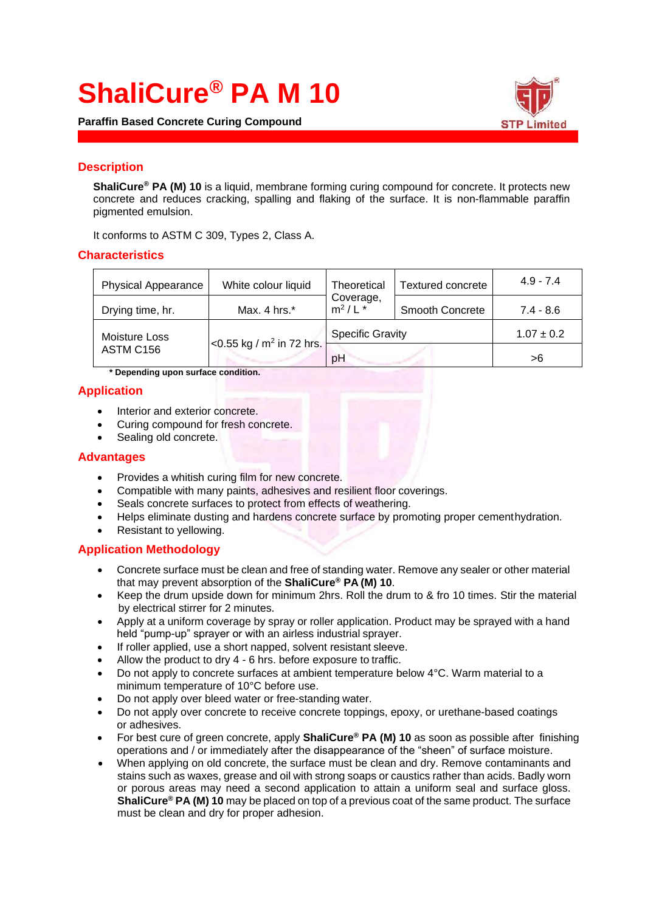# ShaliCure® PA M 10

**Paraffin Based Concrete Curing Compound**

## Description

**ShaliCure® PA (M) 10** is a liquid, membrane forming curing compound for concrete. It protects new concrete and reduces cracking, spalling and flaking of the surface. It is non-flammable paraffin pigmented emulsion.

It conforms to ASTM C 309, Types 2, Class A.

## Characteristics

| Physical Appearance | White colour liquid | Theoretical Coverage, $m^2$ / L * | Textured concrete | 4.9 - 7.4 |
|---|---|---|---|---|
| Drying time, hr. | Max. 4 hrs.* | | Smooth Concrete | 7.4 - 8.6 |
| Moisture Loss ASTM C156 | <0.55 kg / $m^2$ in 72 hrs. | Specific Gravity | | 1.07 ± 0.2 |
| | | pH | | >6 |

**\* Depending upon surface condition.**

## Application

- Interior and exterior concrete.
- Curing compound for fresh concrete.
- Sealing old concrete.

## Advantages

- Provides a whitish curing film for new concrete.
- Compatible with many paints, adhesives and resilient floor coverings.
- Seals concrete surfaces to protect from effects of weathering.
- Helps eliminate dusting and hardens concrete surface by promoting proper cementhydration.
- Resistant to yellowing.

## Application Methodology

- Concrete surface must be clean and free of standing water. Remove any sealer or other material that may prevent absorption of the **ShaliCure® PA (M) 10**.
- Keep the drum upside down for minimum 2hrs. Roll the drum to & fro 10 times. Stir the material by electrical stirrer for 2 minutes.
- Apply at a uniform coverage by spray or roller application. Product may be sprayed with a hand held "pump-up" sprayer or with an airless industrial sprayer.
- If roller applied, use a short napped, solvent resistant sleeve.
- Allow the product to dry 4 - 6 hrs. before exposure to traffic.
- Do not apply to concrete surfaces at ambient temperature below 4°C. Warm material to a minimum temperature of 10°C before use.
- Do not apply over bleed water or free-standing water.
- Do not apply over concrete to receive concrete toppings, epoxy, or urethane-based coatings or adhesives.
- For best cure of green concrete, apply **ShaliCure® PA (M) 10** as soon as possible after finishing operations and / or immediately after the disappearance of the "sheen" of surface moisture.
- When applying on old concrete, the surface must be clean and dry. Remove contaminants and stains such as waxes, grease and oil with strong soaps or caustics rather than acids. Badly worn or porous areas may need a second application to attain a uniform seal and surface gloss. **ShaliCure® PA (M) 10** may be placed on top of a previous coat of the same product. The surface must be clean and dry for proper adhesion.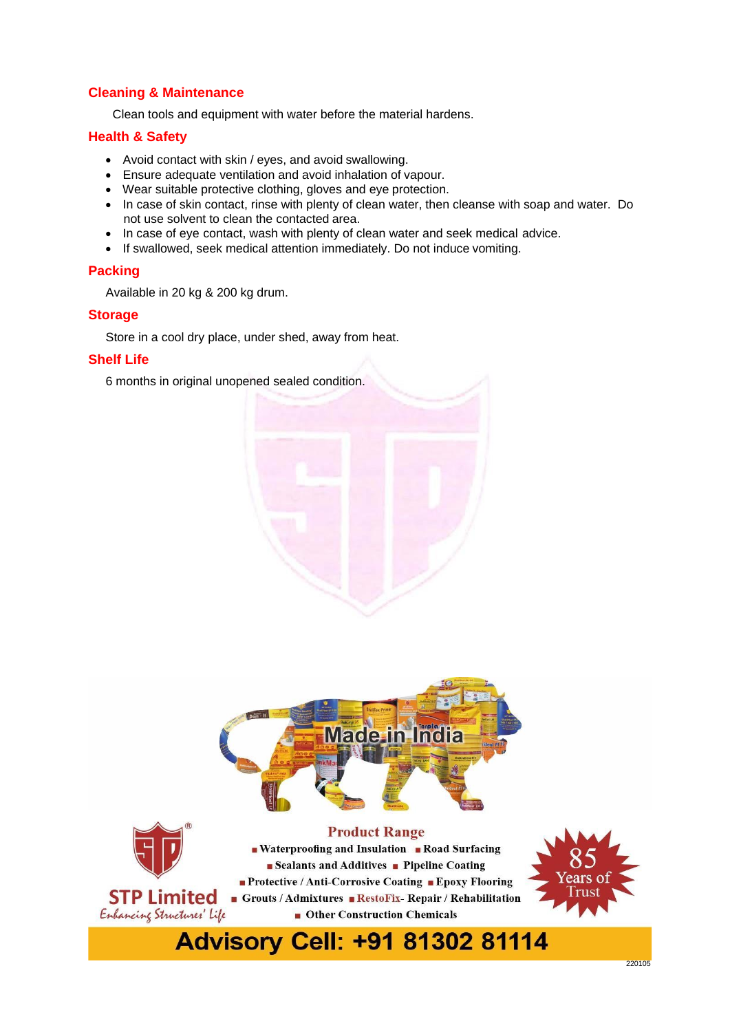## Cleaning & Maintenance

Clean tools and equipment with water before the material hardens.

## Health & Safety

- Avoid contact with skin / eyes, and avoid swallowing.
- Ensure adequate ventilation and avoid inhalation of vapour.
- Wear suitable protective clothing, gloves and eye protection.
- In case of skin contact, rinse with plenty of clean water, then cleanse with soap and water. Do not use solvent to clean the contacted area.
- In case of eye contact, wash with plenty of clean water and seek medical advice.
- If swallowed, seek medical attention immediately. Do not induce vomiting.

## Packing

Available in 20 kg & 200 kg drum.

## Storage

Store in a cool dry place, under shed, away from heat.

## Shelf Life

6 months in original unopened sealed condition.

Made in India

STP Limited
*Enhancing Structures' Life*

**Product Range**

- Waterproofing and Insulation
- Road Surfacing
- Sealants and Additives
- Pipeline Coating
- Protective / Anti-Corrosive Coating
- Epoxy Flooring
- Grouts / Admixtures
- RestoFix- Repair / Rehabilitation
- Other Construction Chemicals

85 Years of Trust

**Advisory Cell: +91 81302 81114**

220105